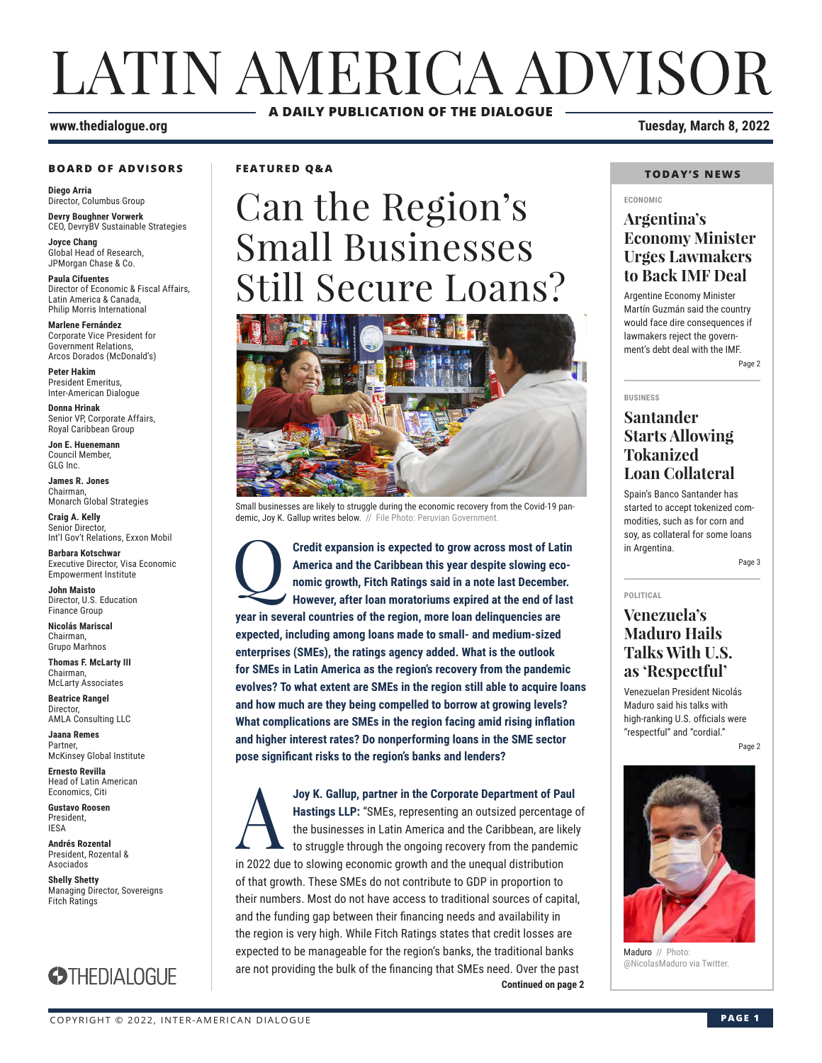# LATIN AMERICA ADVISOR

**A DAILY PUBLICATION OF THE DIALOGUE**

**www.thedialogue.org**

**Tuesday, March 8, 2022**

## BOARD OF ADVISORS

**Diego Arria**
Director, Columbus Group

**Devry Boughner Vorwerk**
CEO, DevryBV Sustainable Strategies

**Joyce Chang**
Global Head of Research, JPMorgan Chase & Co.

**Paula Cifuentes**
Director of Economic & Fiscal Affairs, Latin America & Canada, Philip Morris International

**Marlene Fernández**
Corporate Vice President for Government Relations, Arcos Dorados (McDonald's)

**Peter Hakim**
President Emeritus, Inter-American Dialogue

**Donna Hrinak**
Senior VP, Corporate Affairs, Royal Caribbean Group

**Jon E. Huenemann**
Council Member, GLG Inc.

**James R. Jones**
Chairman, Monarch Global Strategies

**Craig A. Kelly**
Senior Director, Int'l Gov't Relations, Exxon Mobil

**Barbara Kotschwar**
Executive Director, Visa Economic Empowerment Institute

**John Maisto**
Director, U.S. Education Finance Group

**Nicolás Mariscal**
Chairman, Grupo Marhnos

**Thomas F. McLarty III**
Chairman, McLarty Associates

**Beatrice Rangel**
Director, AMLA Consulting LLC

**Jaana Remes**
Partner, McKinsey Global Institute

**Ernesto Revilla**
Head of Latin American Economics, Citi

**Gustavo Roosen**
President, IESA

**Andrés Rozental**
President, Rozental & Asociados

**Shelly Shetty**
Managing Director, Sovereigns Fitch Ratings

THEDIALOGUE

**FEATURED Q&A**

# Can the Region's Small Businesses Still Secure Loans?

Small businesses are likely to struggle during the economic recovery from the Covid-19 pandemic, Joy K. Gallup writes below. // File Photo: Peruvian Government.

**Q** **Credit expansion is expected to grow across most of Latin America and the Caribbean this year despite slowing economic growth, Fitch Ratings said in a note last December. However, after loan moratoriums expired at the end of last year in several countries of the region, more loan delinquencies are expected, including among loans made to small- and medium-sized enterprises (SMEs), the ratings agency added. What is the outlook for SMEs in Latin America as the region's recovery from the pandemic evolves? To what extent are SMEs in the region still able to acquire loans and how much are they being compelled to borrow at growing levels? What complications are SMEs in the region facing amid rising inflation and higher interest rates? Do nonperforming loans in the SME sector pose significant risks to the region's banks and lenders?**

**A** **Joy K. Gallup, partner in the Corporate Department of Paul Hastings LLP:** "SMEs, representing an outsized percentage of the businesses in Latin America and the Caribbean, are likely to struggle through the ongoing recovery from the pandemic in 2022 due to slowing economic growth and the unequal distribution of that growth. These SMEs do not contribute to GDP in proportion to their numbers. Most do not have access to traditional sources of capital, and the funding gap between their financing needs and availability in the region is very high. While Fitch Ratings states that credit losses are expected to be manageable for the region's banks, the traditional banks are not providing the bulk of the financing that SMEs need. Over the past

**Continued on page 2**

## TODAY'S NEWS

ECONOMIC

### Argentina's Economy Minister Urges Lawmakers to Back IMF Deal

Argentine Economy Minister Martín Guzmán said the country would face dire consequences if lawmakers reject the government's debt deal with the IMF.

Page 2

BUSINESS

### Santander Starts Allowing Tokenized Loan Collateral

Spain's Banco Santander has started to accept tokenized commodities, such as for corn and soy, as collateral for some loans in Argentina.

Page 3

POLITICAL

### Venezuela's Maduro Hails Talks With U.S. as 'Respectful'

Venezuelan President Nicolás Maduro said his talks with high-ranking U.S. officials were "respectful" and "cordial."

Page 2

Maduro // Photo: @NicolasMaduro via Twitter.

COPYRIGHT © 2022, INTER-AMERICAN DIALOGUE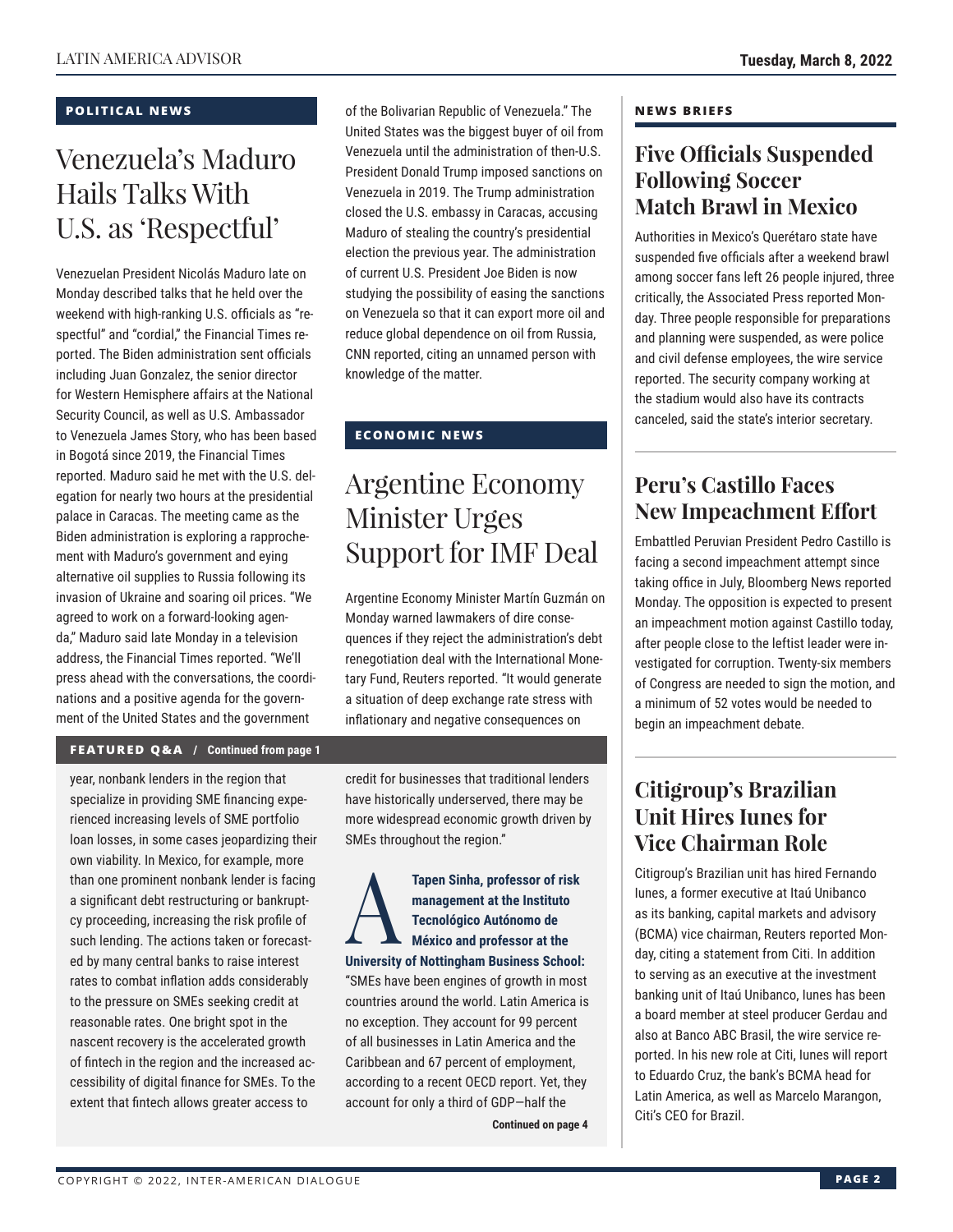## POLITICAL NEWS

# Venezuela's Maduro Hails Talks With U.S. as 'Respectful'

Venezuelan President Nicolás Maduro late on Monday described talks that he held over the weekend with high-ranking U.S. officials as "respectful" and "cordial," the Financial Times reported. The Biden administration sent officials including Juan Gonzalez, the senior director for Western Hemisphere affairs at the National Security Council, as well as U.S. Ambassador to Venezuela James Story, who has been based in Bogotá since 2019, the Financial Times reported. Maduro said he met with the U.S. delegation for nearly two hours at the presidential palace in Caracas. The meeting came as the Biden administration is exploring a rapprochement with Maduro's government and eying alternative oil supplies to Russia following its invasion of Ukraine and soaring oil prices. "We agreed to work on a forward-looking agenda," Maduro said late Monday in a television address, the Financial Times reported. "We'll press ahead with the conversations, the coordinations and a positive agenda for the government of the United States and the government of the Bolivarian Republic of Venezuela." The United States was the biggest buyer of oil from Venezuela until the administration of then-U.S. President Donald Trump imposed sanctions on Venezuela in 2019. The Trump administration closed the U.S. embassy in Caracas, accusing Maduro of stealing the country's presidential election the previous year. The administration of current U.S. President Joe Biden is now studying the possibility of easing the sanctions on Venezuela so that it can export more oil and reduce global dependence on oil from Russia, CNN reported, citing an unnamed person with knowledge of the matter.

## ECONOMIC NEWS

# Argentine Economy Minister Urges Support for IMF Deal

Argentine Economy Minister Martín Guzmán on Monday warned lawmakers of dire consequences if they reject the administration's debt renegotiation deal with the International Monetary Fund, Reuters reported. "It would generate a situation of deep exchange rate stress with inflationary and negative consequences on

## FEATURED Q&A / Continued from page 1

year, nonbank lenders in the region that specialize in providing SME financing experienced increasing levels of SME portfolio loan losses, in some cases jeopardizing their own viability. In Mexico, for example, more than one prominent nonbank lender is facing a significant debt restructuring or bankruptcy proceeding, increasing the risk profile of such lending. The actions taken or forecasted by many central banks to raise interest rates to combat inflation adds considerably to the pressure on SMEs seeking credit at reasonable rates. One bright spot in the nascent recovery is the accelerated growth of fintech in the region and the increased accessibility of digital finance for SMEs. To the extent that fintech allows greater access to credit for businesses that traditional lenders have historically underserved, there may be more widespread economic growth driven by SMEs throughout the region."

**A** **Tapen Sinha, professor of risk management at the Instituto Tecnológico Autónomo de México and professor at the University of Nottingham Business School:** "SMEs have been engines of growth in most countries around the world. Latin America is no exception. They account for 99 percent of all businesses in Latin America and the Caribbean and 67 percent of employment, according to a recent OECD report. Yet, they account for only a third of GDP—half the

**Continued on page 4**

## NEWS BRIEFS

### Five Officials Suspended Following Soccer Match Brawl in Mexico

Authorities in Mexico's Querétaro state have suspended five officials after a weekend brawl among soccer fans left 26 people injured, three critically, the Associated Press reported Monday. Three people responsible for preparations and planning were suspended, as were police and civil defense employees, the wire service reported. The security company working at the stadium would also have its contracts canceled, said the state's interior secretary.

### Peru's Castillo Faces New Impeachment Effort

Embattled Peruvian President Pedro Castillo is facing a second impeachment attempt since taking office in July, Bloomberg News reported Monday. The opposition is expected to present an impeachment motion against Castillo today, after people close to the leftist leader were investigated for corruption. Twenty-six members of Congress are needed to sign the motion, and a minimum of 52 votes would be needed to begin an impeachment debate.

### Citigroup's Brazilian Unit Hires Iunes for Vice Chairman Role

Citigroup's Brazilian unit has hired Fernando Iunes, a former executive at Itaú Unibanco as its banking, capital markets and advisory (BCMA) vice chairman, Reuters reported Monday, citing a statement from Citi. In addition to serving as an executive at the investment banking unit of Itaú Unibanco, Iunes has been a board member at steel producer Gerdau and also at Banco ABC Brasil, the wire service reported. In his new role at Citi, Iunes will report to Eduardo Cruz, the bank's BCMA head for Latin America, as well as Marcelo Marangon, Citi's CEO for Brazil.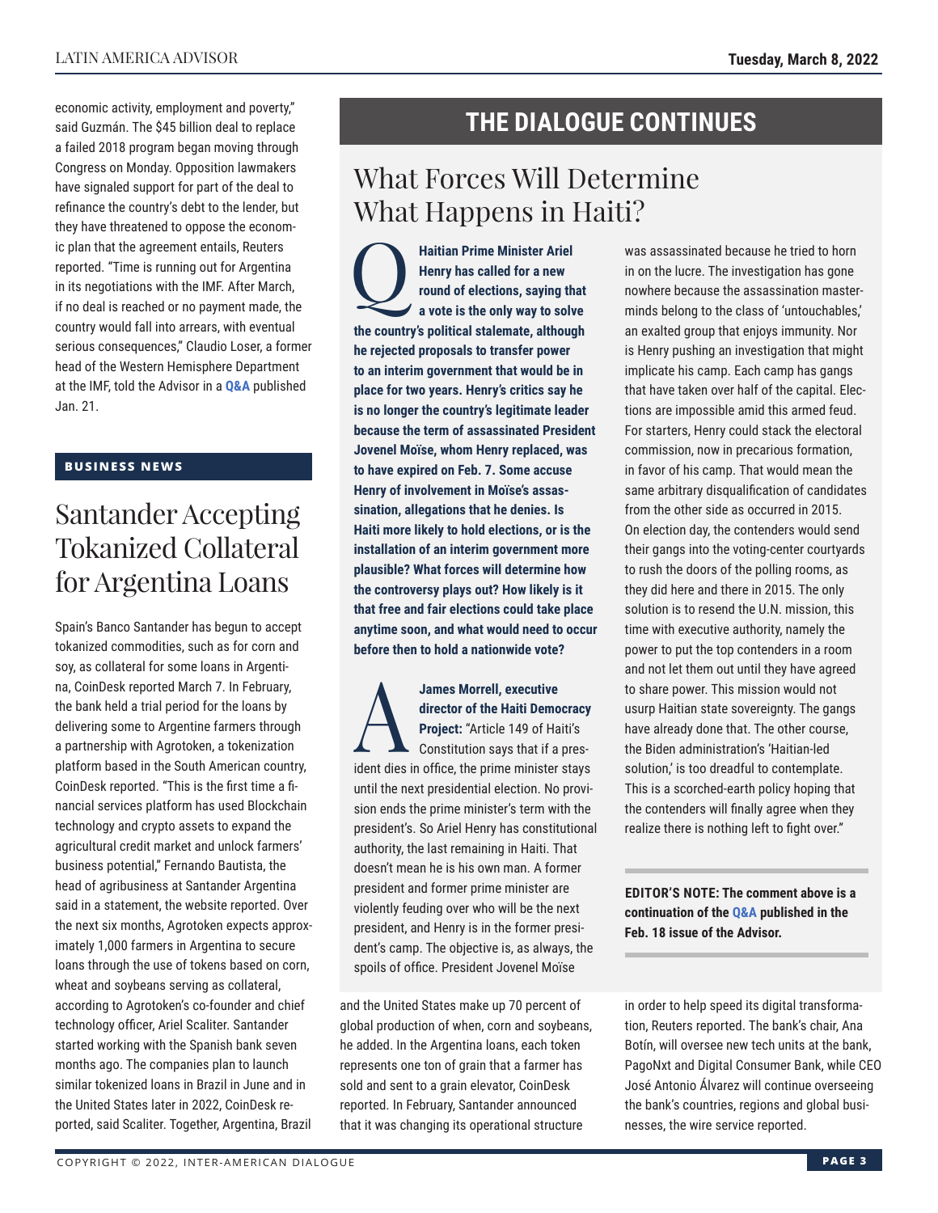economic activity, employment and poverty," said Guzmán. The $45 billion deal to replace a failed 2018 program began moving through Congress on Monday. Opposition lawmakers have signaled support for part of the deal to refinance the country's debt to the lender, but they have threatened to oppose the economic plan that the agreement entails, Reuters reported. "Time is running out for Argentina in its negotiations with the IMF. After March, if no deal is reached or no payment made, the country would fall into arrears, with eventual serious consequences," Claudio Loser, a former head of the Western Hemisphere Department at the IMF, told the Advisor in a **Q&A** published Jan. 21.

**BUSINESS NEWS**

## Santander Accepting Tokanized Collateral for Argentina Loans

Spain's Banco Santander has begun to accept tokanized commodities, such as for corn and soy, as collateral for some loans in Argentina, CoinDesk reported March 7. In February, the bank held a trial period for the loans by delivering some to Argentine farmers through a partnership with Agrotoken, a tokenization platform based in the South American country, CoinDesk reported. "This is the first time a financial services platform has used Blockchain technology and crypto assets to expand the agricultural credit market and unlock farmers' business potential," Fernando Bautista, the head of agribusiness at Santander Argentina said in a statement, the website reported. Over the next six months, Agrotoken expects approximately 1,000 farmers in Argentina to secure loans through the use of tokens based on corn, wheat and soybeans serving as collateral, according to Agrotoken's co-founder and chief technology officer, Ariel Scaliter. Santander started working with the Spanish bank seven months ago. The companies plan to launch similar tokenized loans in Brazil in June and in the United States later in 2022, CoinDesk reported, said Scaliter. Together, Argentina, Brazil and the United States make up 70 percent of global production of wheat, corn and soybeans, he added. In the Argentina loans, each token represents one ton of grain that a farmer has sold and sent to a grain elevator, CoinDesk reported. In February, Santander announced that it was changing its operational structure in order to help speed its digital transformation, Reuters reported. The bank's chair, Ana Botín, will oversee new tech units at the bank, PagoNxt and Digital Consumer Bank, while CEO José Antonio Álvarez will continue overseeing the bank's countries, regions and global businesses, the wire service reported.

## THE DIALOGUE CONTINUES

## What Forces Will Determine What Happens in Haiti?

**Q: Haitian Prime Minister Ariel Henry has called for a new round of elections, saying that a vote is the only way to solve the country's political stalemate, although he rejected proposals to transfer power to an interim government that would be in place for two years. Henry's critics say he is no longer the country's legitimate leader because the term of assassinated President Jovenel Moïse, whom Henry replaced, was to have expired on Feb. 7. Some accuse Henry of involvement in Moïse's assassination, allegations that he denies. Is Haiti more likely to hold elections, or is the installation of an interim government more plausible? What forces will determine how the controversy plays out? How likely is it that free and fair elections could take place anytime soon, and what would need to occur before then to hold a nationwide vote?**

**A: James Morrell, executive director of the Haiti Democracy Project:** "Article 149 of Haiti's Constitution says that if a president dies in office, the prime minister stays until the next presidential election. No provision ends the prime minister's term with the president's. So Ariel Henry has constitutional authority, the last remaining in Haiti. That doesn't mean he is his own man. A former president and former prime minister are violently feuding over who will be the next president, and Henry is in the former president's camp. The objective is, as always, the spoils of office. President Jovenel Moïse was assassinated because he tried to horn in on the lucre. The investigation has gone nowhere because the assassination masterminds belong to the class of 'untouchables,' an exalted group that enjoys immunity. Nor is Henry pushing an investigation that might implicate his camp. Each camp has gangs that have taken over half of the capital. Elections are impossible amid this armed feud. For starters, Henry could stack the electoral commission, now in precarious formation, in favor of his camp. That would mean the same arbitrary disqualification of candidates from the other side as occurred in 2015. On election day, the contenders would send their gangs into the voting-center courtyards to rush the doors of the polling rooms, as they did here and there in 2015. The only solution is to resend the U.N. mission, this time with executive authority, namely the power to put the top contenders in a room and not let them out until they have agreed to share power. This mission would not usurp Haitian state sovereignty. The gangs have already done that. The other course, the Biden administration's 'Haitian-led solution,' is too dreadful to contemplate. This is a scorched-earth policy hoping that the contenders will finally agree when they realize there is nothing left to fight over."

**EDITOR'S NOTE: The comment above is a continuation of the Q&A published in the Feb. 18 issue of the Advisor.**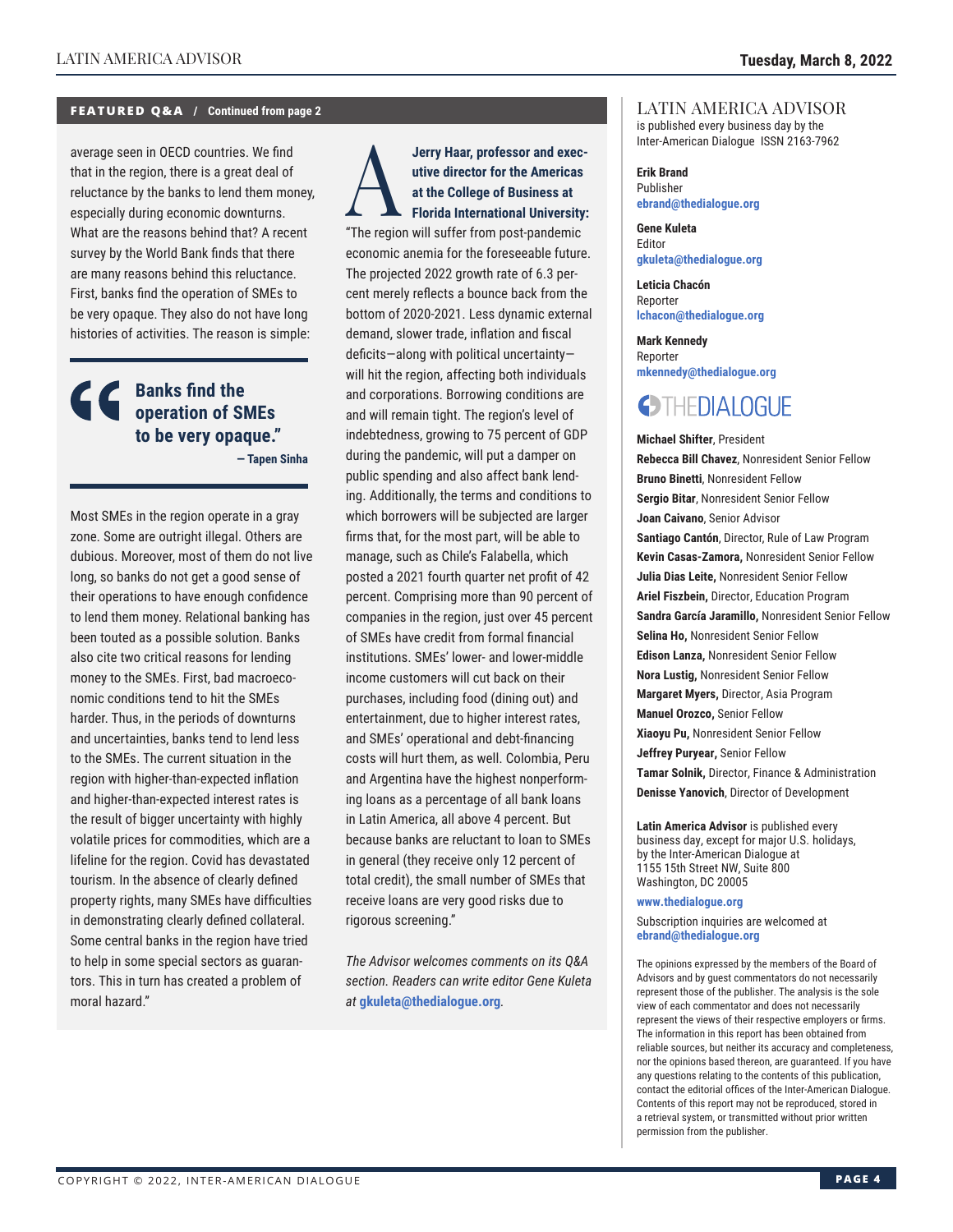**FEATURED Q&A / Continued from page 2**

average seen in OECD countries. We find that in the region, there is a great deal of reluctance by the banks to lend them money, especially during economic downturns. What are the reasons behind that? A recent survey by the World Bank finds that there are many reasons behind this reluctance. First, banks find the operation of SMEs to be very opaque. They also do not have long histories of activities. The reason is simple:

> **Banks find the operation of SMEs to be very opaque."**
> **— Tapen Sinha**

Most SMEs in the region operate in a gray zone. Some are outright illegal. Others are dubious. Moreover, most of them do not live long, so banks do not get a good sense of their operations to have enough confidence to lend them money. Relational banking has been touted as a possible solution. Banks also cite two critical reasons for lending money to the SMEs. First, bad macroeconomic conditions tend to hit the SMEs harder. Thus, in the periods of downturns and uncertainties, banks tend to lend less to the SMEs. The current situation in the region with higher-than-expected inflation and higher-than-expected interest rates is the result of bigger uncertainty with highly volatile prices for commodities, which are a lifeline for the region. Covid has devastated tourism. In the absence of clearly defined property rights, many SMEs have difficulties in demonstrating clearly defined collateral. Some central banks in the region have tried to help in some special sectors as guarantors. This in turn has created a problem of moral hazard."

**A** **Jerry Haar, professor and executive director for the Americas at the College of Business at Florida International University:** "The region will suffer from post-pandemic economic anemia for the foreseeable future. The projected 2022 growth rate of 6.3 percent merely reflects a bounce back from the bottom of 2020-2021. Less dynamic external demand, slower trade, inflation and fiscal deficits—along with political uncertainty—will hit the region, affecting both individuals and corporations. Borrowing conditions are and will remain tight. The region's level of indebtedness, growing to 75 percent of GDP during the pandemic, will put a damper on public spending and also affect bank lending. Additionally, the terms and conditions to which borrowers will be subjected are larger firms that, for the most part, will be able to manage, such as Chile's Falabella, which posted a 2021 fourth quarter net profit of 42 percent. Comprising more than 90 percent of companies in the region, just over 45 percent of SMEs have credit from formal financial institutions. SMEs' lower- and lower-middle income customers will cut back on their purchases, including food (dining out) and entertainment, due to higher interest rates, and SMEs' operational and debt-financing costs will hurt them, as well. Colombia, Peru and Argentina have the highest nonperforming loans as a percentage of all bank loans in Latin America, all above 4 percent. But because banks are reluctant to loan to SMEs in general (they receive only 12 percent of total credit), the small number of SMEs that receive loans are very good risks due to rigorous screening."

*The Advisor welcomes comments on its Q&A section. Readers can write editor Gene Kuleta at* ***gkuleta@thedialogue.org****.*

---

LATIN AMERICA ADVISOR
is published every business day by the Inter-American Dialogue ISSN 2163-7962

**Erik Brand**
Publisher
**ebrand@thedialogue.org**

**Gene Kuleta**
Editor
**gkuleta@thedialogue.org**

**Leticia Chacón**
Reporter
**lchacon@thedialogue.org**

**Mark Kennedy**
Reporter
**mkennedy@thedialogue.org**

THEDIALOGUE

**Michael Shifter**, President
**Rebecca Bill Chavez**, Nonresident Senior Fellow
**Bruno Binetti**, Nonresident Fellow
**Sergio Bitar**, Nonresident Senior Fellow
**Joan Caivano**, Senior Advisor
**Santiago Cantón**, Director, Rule of Law Program
**Kevin Casas-Zamora**, Nonresident Senior Fellow
**Julia Dias Leite,** Nonresident Senior Fellow
**Ariel Fiszbein,** Director, Education Program
**Sandra García Jaramillo,** Nonresident Senior Fellow
**Selina Ho,** Nonresident Senior Fellow
**Edison Lanza,** Nonresident Senior Fellow
**Nora Lustig,** Nonresident Senior Fellow
**Margaret Myers,** Director, Asia Program
**Manuel Orozco,** Senior Fellow
**Xiaoyu Pu,** Nonresident Senior Fellow
**Jeffrey Puryear,** Senior Fellow
**Tamar Solnik,** Director, Finance & Administration
**Denisse Yanovich**, Director of Development

**Latin America Advisor** is published every business day, except for major U.S. holidays, by the Inter-American Dialogue at
1155 15th Street NW, Suite 800
Washington, DC 20005

**www.thedialogue.org**

Subscription inquiries are welcomed at
**ebrand@thedialogue.org**

The opinions expressed by the members of the Board of Advisors and by guest commentators do not necessarily represent those of the publisher. The analysis is the sole view of each commentator and does not necessarily represent the views of their respective employers or firms. The information in this report has been obtained from reliable sources, but neither its accuracy and completeness, nor the opinions based thereon, are guaranteed. If you have any questions relating to the contents of this publication, contact the editorial offices of the Inter-American Dialogue. Contents of this report may not be reproduced, stored in a retrieval system, or transmitted without prior written permission from the publisher.